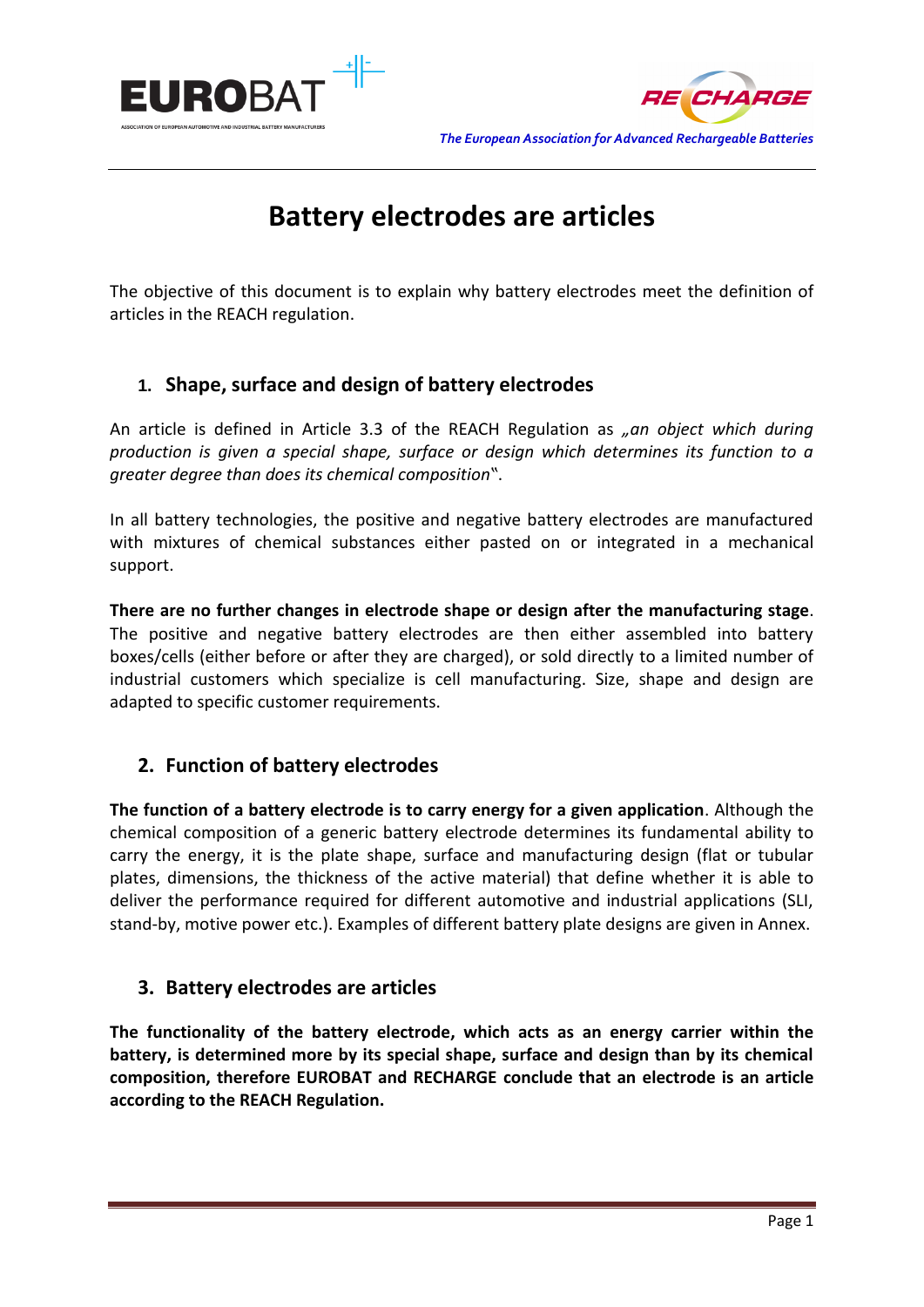EUROBAT

RECHARGE

*The European Association for Advanced Rechargeable Batteries*

# Battery electrodes are articles

The objective of this document is to explain why battery electrodes meet the definition of articles in the REACH regulation.

## 1. Shape, surface and design of battery electrodes

An article is defined in Article 3.3 of the REACH Regulation as *„an object which during production is given a special shape, surface or design which determines its function to a greater degree than does its chemical composition*".

In all battery technologies, the positive and negative battery electrodes are manufactured with mixtures of chemical substances either pasted on or integrated in a mechanical support.

**There are no further changes in electrode shape or design after the manufacturing stage**. The positive and negative battery electrodes are then either assembled into battery boxes/cells (either before or after they are charged), or sold directly to a limited number of industrial customers which specialize is cell manufacturing. Size, shape and design are adapted to specific customer requirements.

## 2. Function of battery electrodes

**The function of a battery electrode is to carry energy for a given application**. Although the chemical composition of a generic battery electrode determines its fundamental ability to carry the energy, it is the plate shape, surface and manufacturing design (flat or tubular plates, dimensions, the thickness of the active material) that define whether it is able to deliver the performance required for different automotive and industrial applications (SLI, stand-by, motive power etc.). Examples of different battery plate designs are given in Annex.

## 3. Battery electrodes are articles

**The functionality of the battery electrode, which acts as an energy carrier within the battery, is determined more by its special shape, surface and design than by its chemical composition, therefore EUROBAT and RECHARGE conclude that an electrode is an article according to the REACH Regulation.**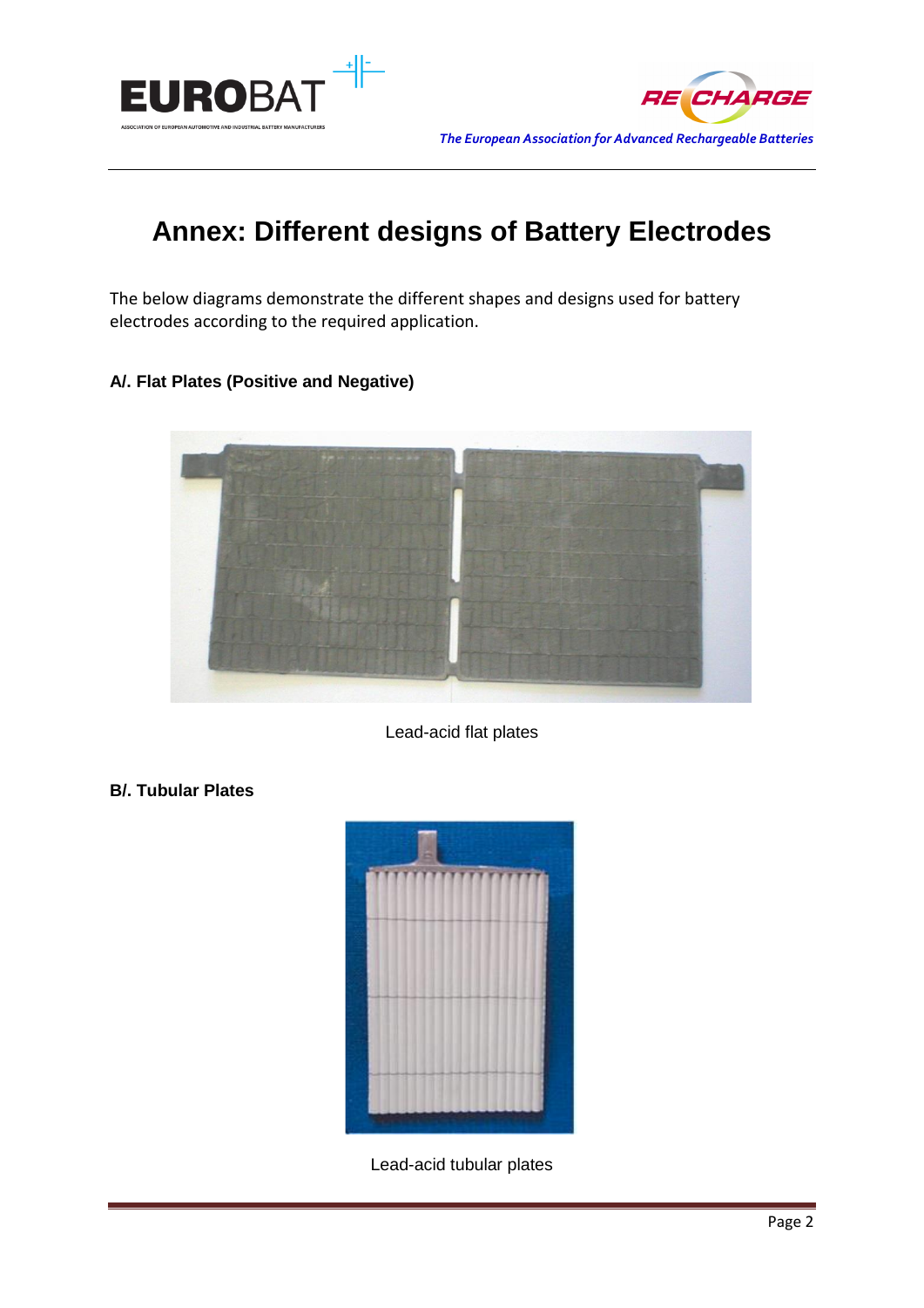# Annex: Different designs of Battery Electrodes

The below diagrams demonstrate the different shapes and designs used for battery electrodes according to the required application.

### A/. Flat Plates (Positive and Negative)

Lead-acid flat plates

### B/. Tubular Plates

Lead-acid tubular plates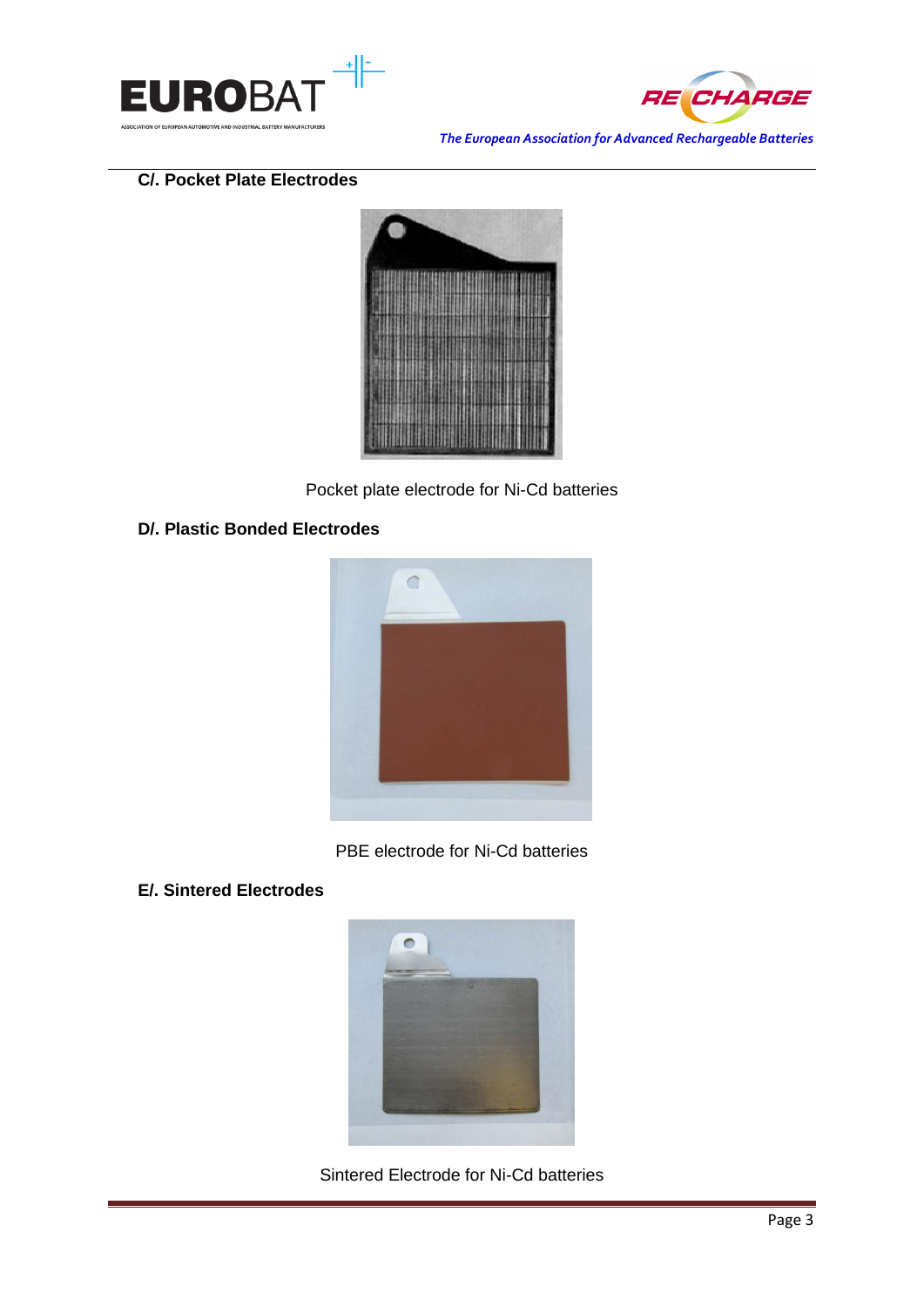### C/. Pocket Plate Electrodes

Pocket plate electrode for Ni-Cd batteries

### D/. Plastic Bonded Electrodes

PBE electrode for Ni-Cd batteries

### E/. Sintered Electrodes

Sintered Electrode for Ni-Cd batteries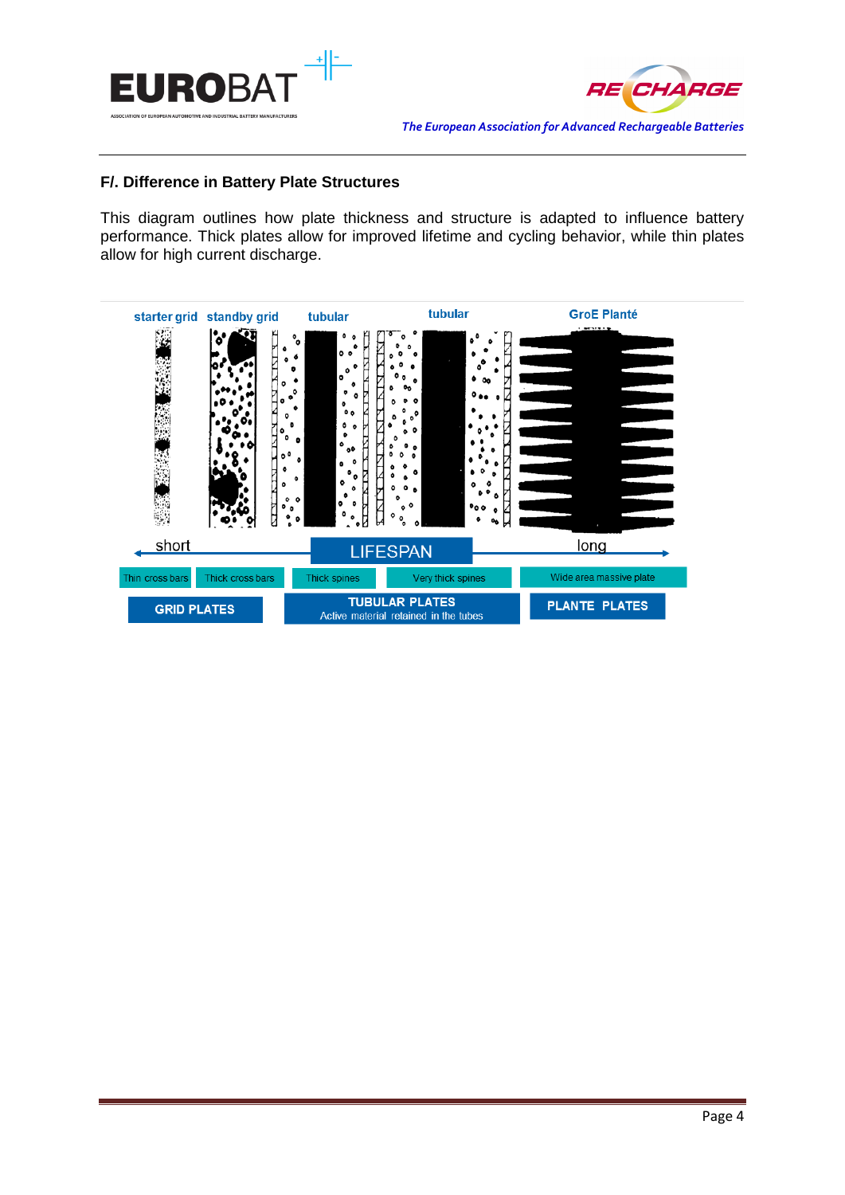### F/. Difference in Battery Plate Structures

This diagram outlines how plate thickness and structure is adapted to influence battery performance. Thick plates allow for improved lifetime and cycling behavior, while thin plates allow for high current discharge.

starter grid
standby grid
tubular
tubular
GroE Planté

short
LIFESPAN
long

Thin cross bars
Thick cross bars
Thick spines
Very thick spines
Wide area massive plate

GRID PLATES
TUBULAR PLATES
Active material retained in the tubes
PLANTE PLATES